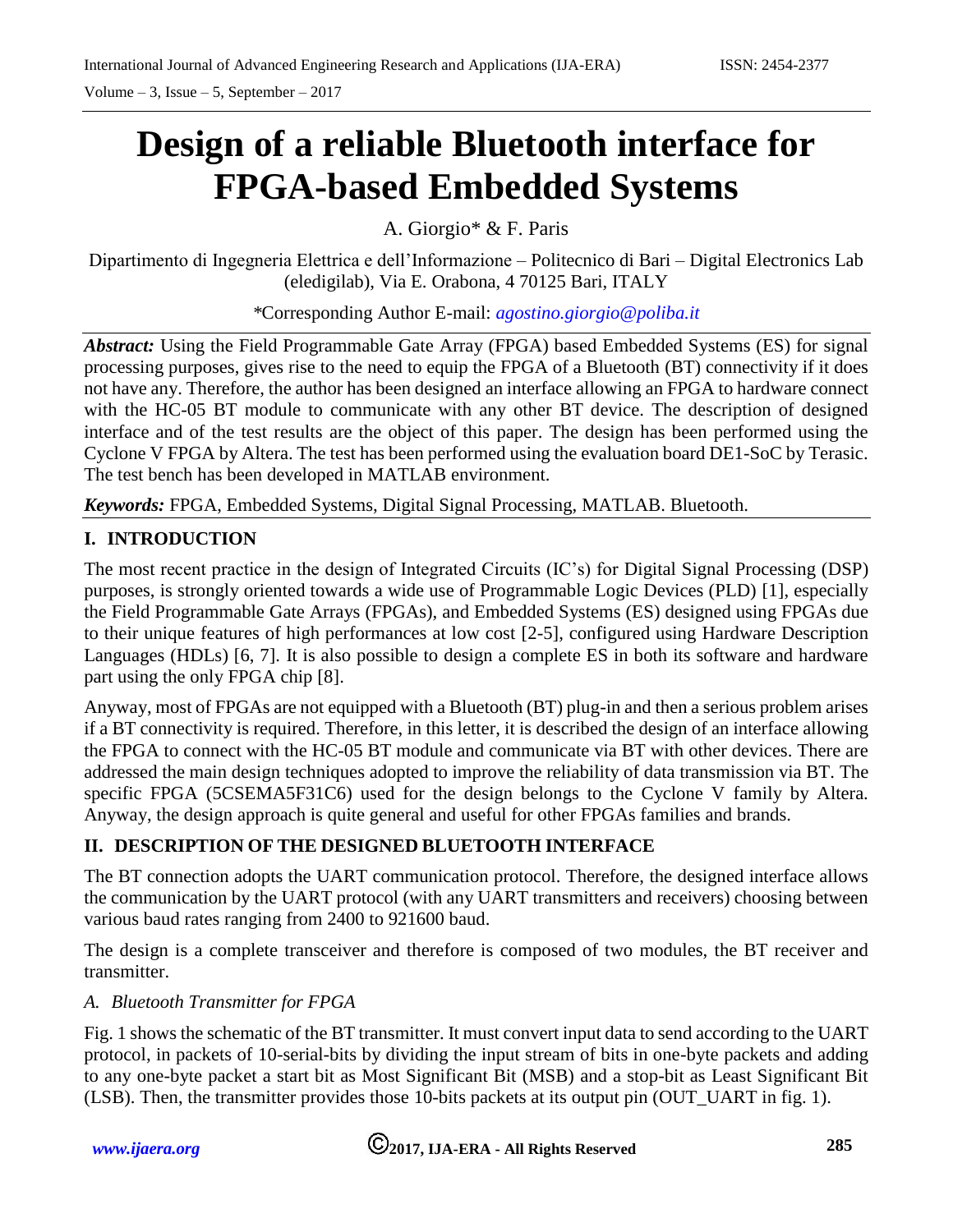# Design of a reliable Bluetooth interface for FPGA-based Embedded Systems

A. Giorgio* & F. Paris

Dipartimento di Ingegneria Elettrica e dell'Informazione – Politecnico di Bari – Digital Electronics Lab (eledigilab), Via E. Orabona, 4 70125 Bari, ITALY

*Corresponding Author E-mail: *agostino.giorgio@poliba.it*

***Abstract:*** Using the Field Programmable Gate Array (FPGA) based Embedded Systems (ES) for signal processing purposes, gives rise to the need to equip the FPGA of a Bluetooth (BT) connectivity if it does not have any. Therefore, the author has been designed an interface allowing an FPGA to hardware connect with the HC-05 BT module to communicate with any other BT device. The description of designed interface and of the test results are the object of this paper. The design has been performed using the Cyclone V FPGA by Altera. The test has been performed using the evaluation board DE1-SoC by Terasic. The test bench has been developed in MATLAB environment.

***Keywords:*** FPGA, Embedded Systems, Digital Signal Processing, MATLAB. Bluetooth.

## I. INTRODUCTION

The most recent practice in the design of Integrated Circuits (IC's) for Digital Signal Processing (DSP) purposes, is strongly oriented towards a wide use of Programmable Logic Devices (PLD) [1], especially the Field Programmable Gate Arrays (FPGAs), and Embedded Systems (ES) designed using FPGAs due to their unique features of high performances at low cost [2-5], configured using Hardware Description Languages (HDLs) [6, 7]. It is also possible to design a complete ES in both its software and hardware part using the only FPGA chip [8].

Anyway, most of FPGAs are not equipped with a Bluetooth (BT) plug-in and then a serious problem arises if a BT connectivity is required. Therefore, in this letter, it is described the design of an interface allowing the FPGA to connect with the HC-05 BT module and communicate via BT with other devices. There are addressed the main design techniques adopted to improve the reliability of data transmission via BT. The specific FPGA (5CSEMA5F31C6) used for the design belongs to the Cyclone V family by Altera. Anyway, the design approach is quite general and useful for other FPGAs families and brands.

## II. DESCRIPTION OF THE DESIGNED BLUETOOTH INTERFACE

The BT connection adopts the UART communication protocol. Therefore, the designed interface allows the communication by the UART protocol (with any UART transmitters and receivers) choosing between various baud rates ranging from 2400 to 921600 baud.

The design is a complete transceiver and therefore is composed of two modules, the BT receiver and transmitter.

### *A. Bluetooth Transmitter for FPGA*

Fig. 1 shows the schematic of the BT transmitter. It must convert input data to send according to the UART protocol, in packets of 10-serial-bits by dividing the input stream of bits in one-byte packets and adding to any one-byte packet a start bit as Most Significant Bit (MSB) and a stop-bit as Least Significant Bit (LSB). Then, the transmitter provides those 10-bits packets at its output pin (OUT_UART in fig. 1).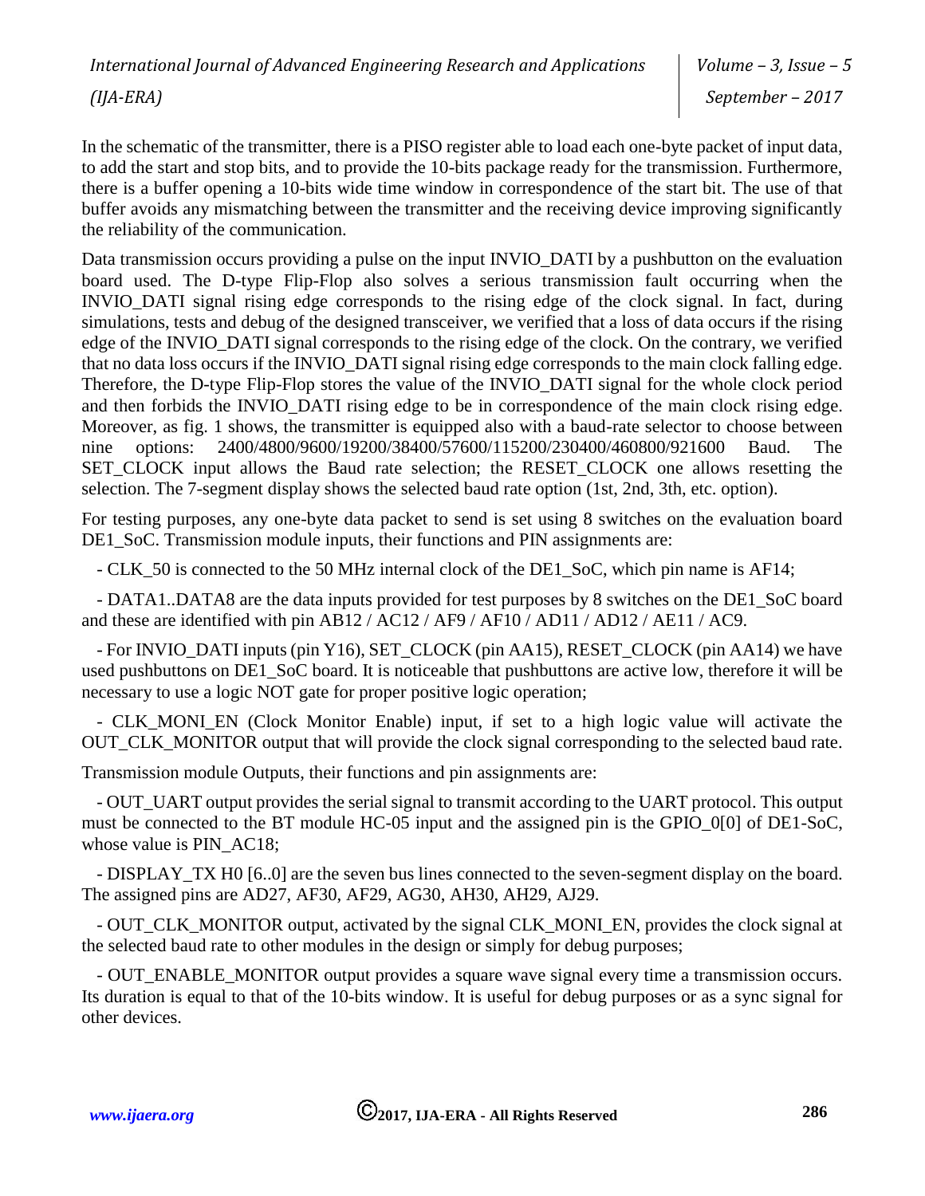In the schematic of the transmitter, there is a PISO register able to load each one-byte packet of input data, to add the start and stop bits, and to provide the 10-bits package ready for the transmission. Furthermore, there is a buffer opening a 10-bits wide time window in correspondence of the start bit. The use of that buffer avoids any mismatching between the transmitter and the receiving device improving significantly the reliability of the communication.

Data transmission occurs providing a pulse on the input INVIO_DATI by a pushbutton on the evaluation board used. The D-type Flip-Flop also solves a serious transmission fault occurring when the INVIO_DATI signal rising edge corresponds to the rising edge of the clock signal. In fact, during simulations, tests and debug of the designed transceiver, we verified that a loss of data occurs if the rising edge of the INVIO_DATI signal corresponds to the rising edge of the clock. On the contrary, we verified that no data loss occurs if the INVIO_DATI signal rising edge corresponds to the main clock falling edge. Therefore, the D-type Flip-Flop stores the value of the INVIO_DATI signal for the whole clock period and then forbids the INVIO_DATI rising edge to be in correspondence of the main clock rising edge. Moreover, as fig. 1 shows, the transmitter is equipped also with a baud-rate selector to choose between nine options: 2400/4800/9600/19200/38400/57600/115200/230400/460800/921600 Baud. The SET_CLOCK input allows the Baud rate selection; the RESET_CLOCK one allows resetting the selection. The 7-segment display shows the selected baud rate option (1st, 2nd, 3th, etc. option).

For testing purposes, any one-byte data packet to send is set using 8 switches on the evaluation board DE1_SoC. Transmission module inputs, their functions and PIN assignments are:

- CLK_50 is connected to the 50 MHz internal clock of the DE1_SoC, which pin name is AF14;

- DATA1..DATA8 are the data inputs provided for test purposes by 8 switches on the DE1_SoC board and these are identified with pin AB12 / AC12 / AF9 / AF10 / AD11 / AD12 / AE11 / AC9.

- For INVIO_DATI inputs (pin Y16), SET_CLOCK (pin AA15), RESET_CLOCK (pin AA14) we have used pushbuttons on DE1_SoC board. It is noticeable that pushbuttons are active low, therefore it will be necessary to use a logic NOT gate for proper positive logic operation;

- CLK_MONI_EN (Clock Monitor Enable) input, if set to a high logic value will activate the OUT_CLK_MONITOR output that will provide the clock signal corresponding to the selected baud rate.

Transmission module Outputs, their functions and pin assignments are:

- OUT_UART output provides the serial signal to transmit according to the UART protocol. This output must be connected to the BT module HC-05 input and the assigned pin is the GPIO_0[0] of DE1-SoC, whose value is PIN_AC18;

- DISPLAY_TX H0 [6..0] are the seven bus lines connected to the seven-segment display on the board. The assigned pins are AD27, AF30, AF29, AG30, AH30, AH29, AJ29.

- OUT_CLK_MONITOR output, activated by the signal CLK_MONI_EN, provides the clock signal at the selected baud rate to other modules in the design or simply for debug purposes;

- OUT_ENABLE_MONITOR output provides a square wave signal every time a transmission occurs. Its duration is equal to that of the 10-bits window. It is useful for debug purposes or as a sync signal for other devices.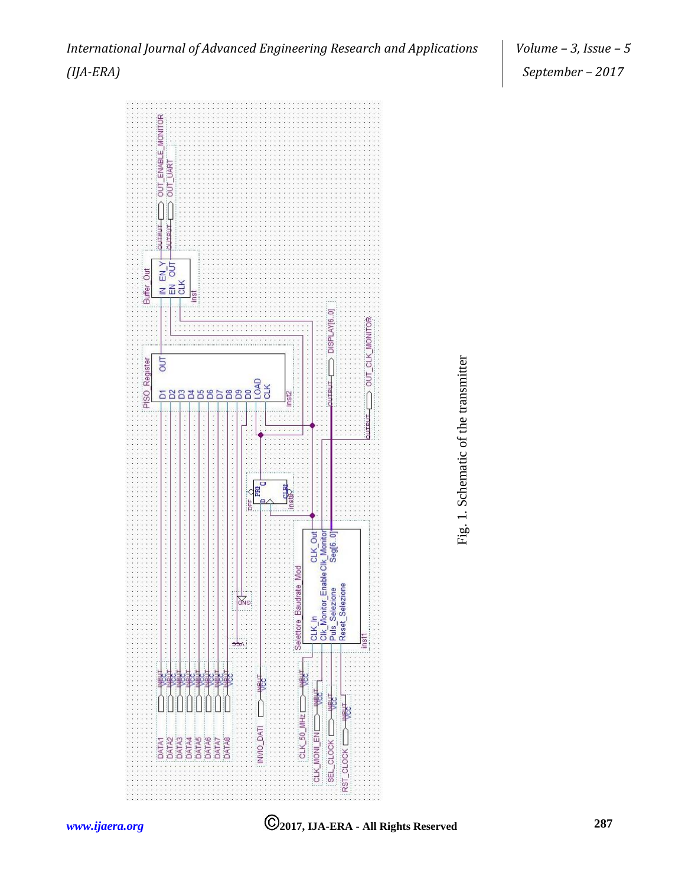Fig. 1. Schematic of the transmitter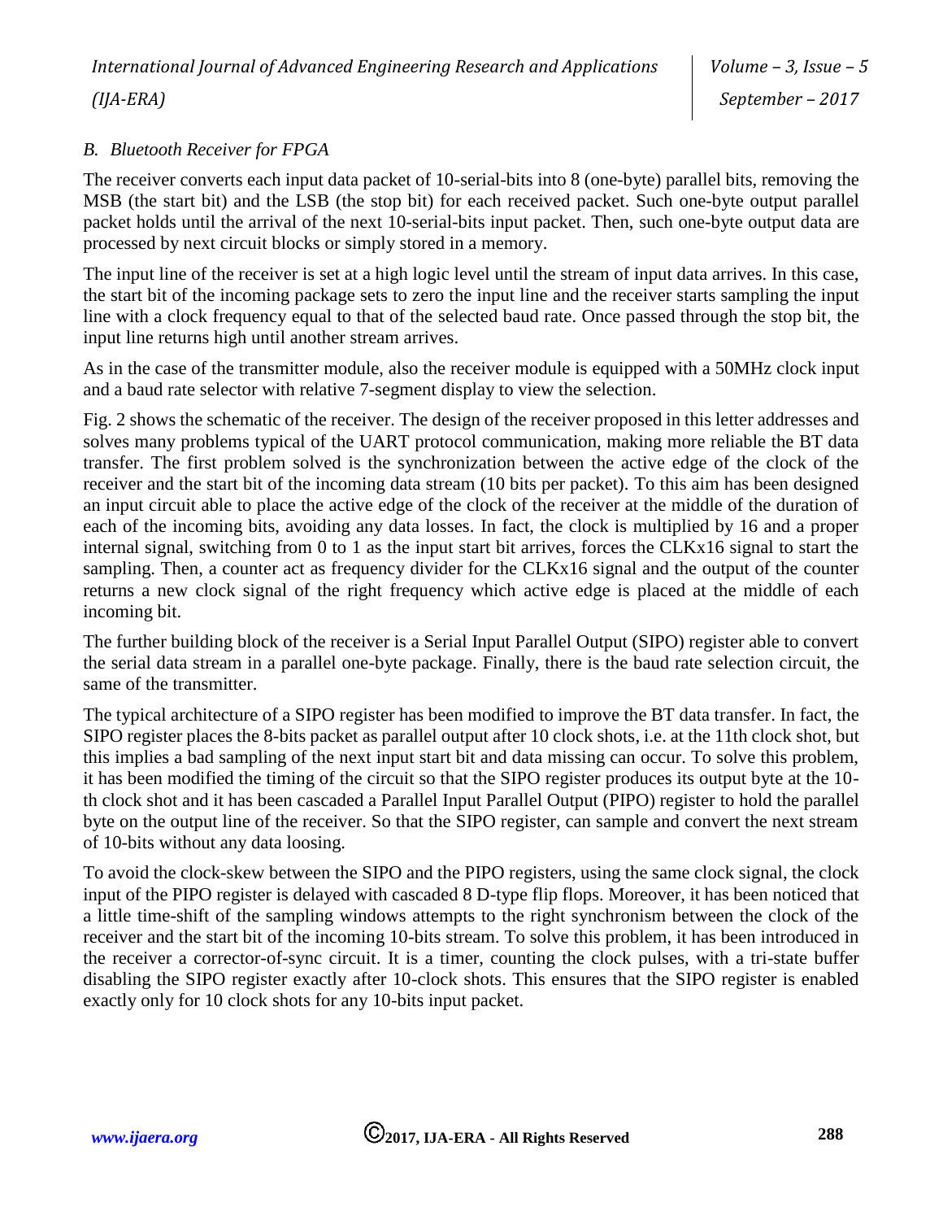### *B. Bluetooth Receiver for FPGA*

The receiver converts each input data packet of 10-serial-bits into 8 (one-byte) parallel bits, removing the MSB (the start bit) and the LSB (the stop bit) for each received packet. Such one-byte output parallel packet holds until the arrival of the next 10-serial-bits input packet. Then, such one-byte output data are processed by next circuit blocks or simply stored in a memory.

The input line of the receiver is set at a high logic level until the stream of input data arrives. In this case, the start bit of the incoming package sets to zero the input line and the receiver starts sampling the input line with a clock frequency equal to that of the selected baud rate. Once passed through the stop bit, the input line returns high until another stream arrives.

As in the case of the transmitter module, also the receiver module is equipped with a 50MHz clock input and a baud rate selector with relative 7-segment display to view the selection.

Fig. 2 shows the schematic of the receiver. The design of the receiver proposed in this letter addresses and solves many problems typical of the UART protocol communication, making more reliable the BT data transfer. The first problem solved is the synchronization between the active edge of the clock of the receiver and the start bit of the incoming data stream (10 bits per packet). To this aim has been designed an input circuit able to place the active edge of the clock of the receiver at the middle of the duration of each of the incoming bits, avoiding any data losses. In fact, the clock is multiplied by 16 and a proper internal signal, switching from 0 to 1 as the input start bit arrives, forces the CLKx16 signal to start the sampling. Then, a counter act as frequency divider for the CLKx16 signal and the output of the counter returns a new clock signal of the right frequency which active edge is placed at the middle of each incoming bit.

The further building block of the receiver is a Serial Input Parallel Output (SIPO) register able to convert the serial data stream in a parallel one-byte package. Finally, there is the baud rate selection circuit, the same of the transmitter.

The typical architecture of a SIPO register has been modified to improve the BT data transfer. In fact, the SIPO register places the 8-bits packet as parallel output after 10 clock shots, i.e. at the 11th clock shot, but this implies a bad sampling of the next input start bit and data missing can occur. To solve this problem, it has been modified the timing of the circuit so that the SIPO register produces its output byte at the 10-th clock shot and it has been cascaded a Parallel Input Parallel Output (PIPO) register to hold the parallel byte on the output line of the receiver. So that the SIPO register, can sample and convert the next stream of 10-bits without any data loosing.

To avoid the clock-skew between the SIPO and the PIPO registers, using the same clock signal, the clock input of the PIPO register is delayed with cascaded 8 D-type flip flops. Moreover, it has been noticed that a little time-shift of the sampling windows attempts to the right synchronism between the clock of the receiver and the start bit of the incoming 10-bits stream. To solve this problem, it has been introduced in the receiver a corrector-of-sync circuit. It is a timer, counting the clock pulses, with a tri-state buffer disabling the SIPO register exactly after 10-clock shots. This ensures that the SIPO register is enabled exactly only for 10 clock shots for any 10-bits input packet.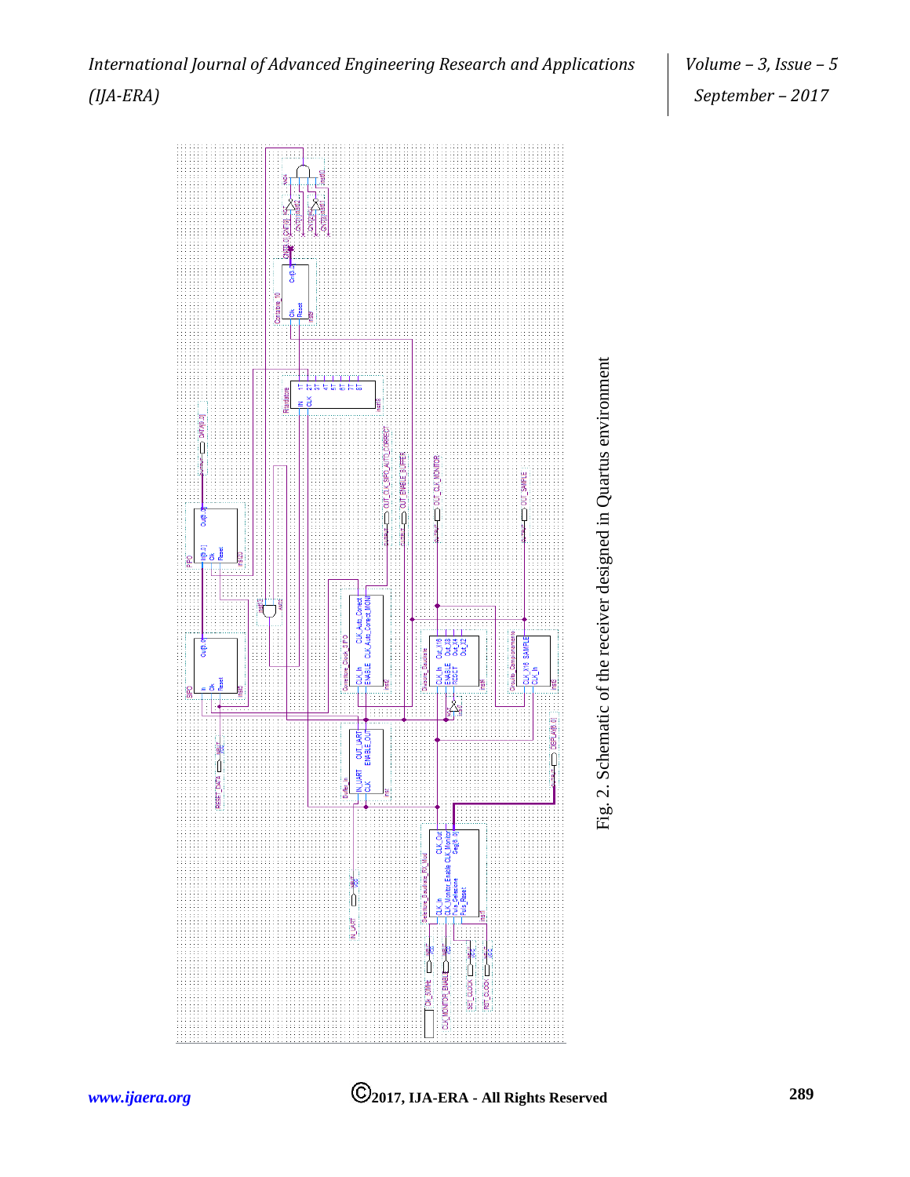Fig. 2. Schematic of the receiver designed in Quartus environment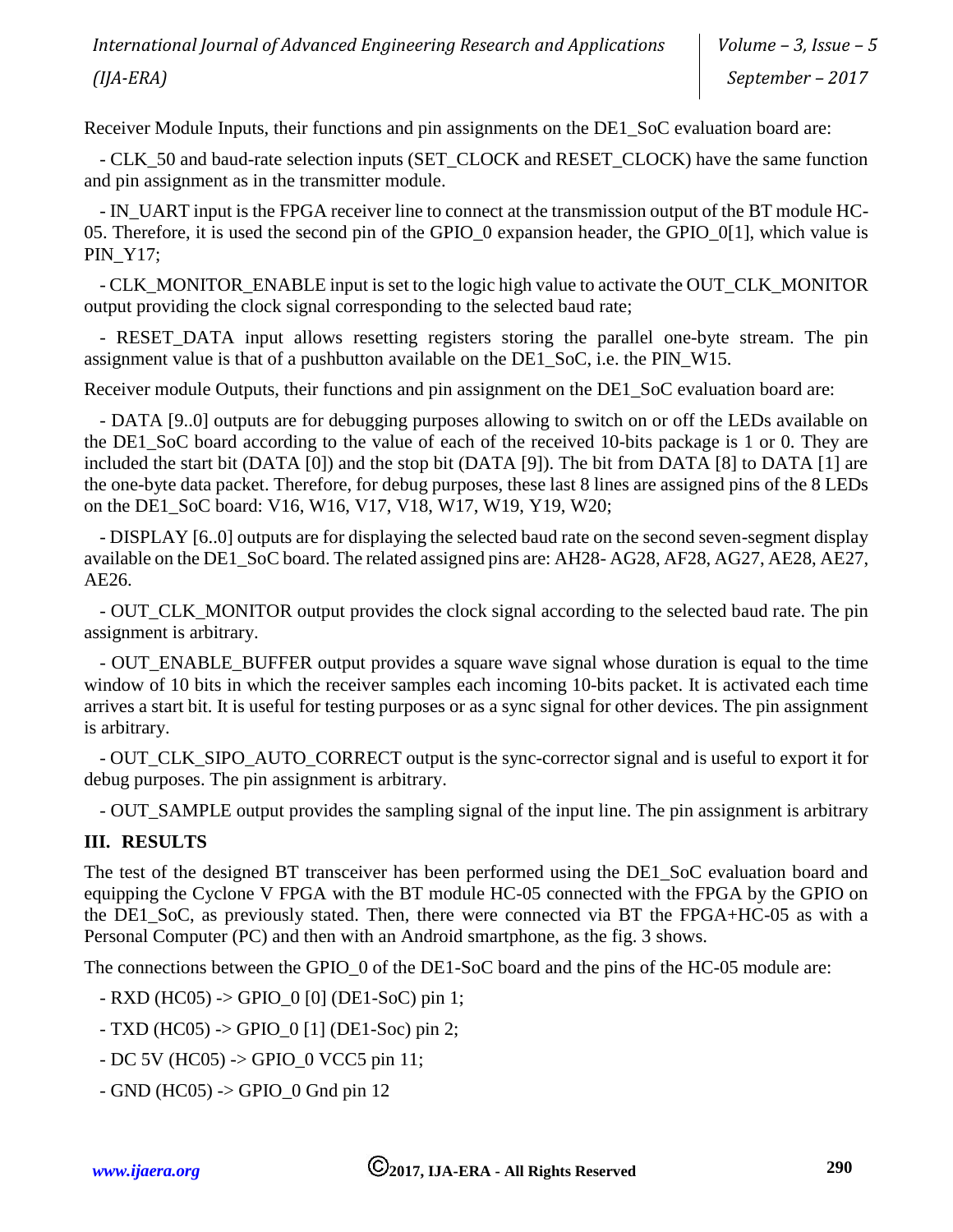Receiver Module Inputs, their functions and pin assignments on the DE1_SoC evaluation board are:

- CLK_50 and baud-rate selection inputs (SET_CLOCK and RESET_CLOCK) have the same function and pin assignment as in the transmitter module.
- IN_UART input is the FPGA receiver line to connect at the transmission output of the BT module HC-05. Therefore, it is used the second pin of the GPIO_0 expansion header, the GPIO_0[1], which value is PIN_Y17;
- CLK_MONITOR_ENABLE input is set to the logic high value to activate the OUT_CLK_MONITOR output providing the clock signal corresponding to the selected baud rate;
- RESET_DATA input allows resetting registers storing the parallel one-byte stream. The pin assignment value is that of a pushbutton available on the DE1_SoC, i.e. the PIN_W15.

Receiver module Outputs, their functions and pin assignment on the DE1_SoC evaluation board are:

- DATA [9..0] outputs are for debugging purposes allowing to switch on or off the LEDs available on the DE1_SoC board according to the value of each of the received 10-bits package is 1 or 0. They are included the start bit (DATA [0]) and the stop bit (DATA [9]). The bit from DATA [8] to DATA [1] are the one-byte data packet. Therefore, for debug purposes, these last 8 lines are assigned pins of the 8 LEDs on the DE1_SoC board: V16, W16, V17, V18, W17, W19, Y19, W20;
- DISPLAY [6..0] outputs are for displaying the selected baud rate on the second seven-segment display available on the DE1_SoC board. The related assigned pins are: AH28- AG28, AF28, AG27, AE28, AE27, AE26.
- OUT_CLK_MONITOR output provides the clock signal according to the selected baud rate. The pin assignment is arbitrary.
- OUT_ENABLE_BUFFER output provides a square wave signal whose duration is equal to the time window of 10 bits in which the receiver samples each incoming 10-bits packet. It is activated each time arrives a start bit. It is useful for testing purposes or as a sync signal for other devices. The pin assignment is arbitrary.
- OUT_CLK_SIPO_AUTO_CORRECT output is the sync-corrector signal and is useful to export it for debug purposes. The pin assignment is arbitrary.
- OUT_SAMPLE output provides the sampling signal of the input line. The pin assignment is arbitrary

## III. RESULTS

The test of the designed BT transceiver has been performed using the DE1_SoC evaluation board and equipping the Cyclone V FPGA with the BT module HC-05 connected with the FPGA by the GPIO on the DE1_SoC, as previously stated. Then, there were connected via BT the FPGA+HC-05 as with a Personal Computer (PC) and then with an Android smartphone, as the fig. 3 shows.

The connections between the GPIO_0 of the DE1-SoC board and the pins of the HC-05 module are:

- RXD (HC05) -> GPIO_0 [0] (DE1-SoC) pin 1;
- TXD (HC05) -> GPIO_0 [1] (DE1-Soc) pin 2;
- DC 5V (HC05) -> GPIO_0 VCC5 pin 11;
- GND (HC05) -> GPIO_0 Gnd pin 12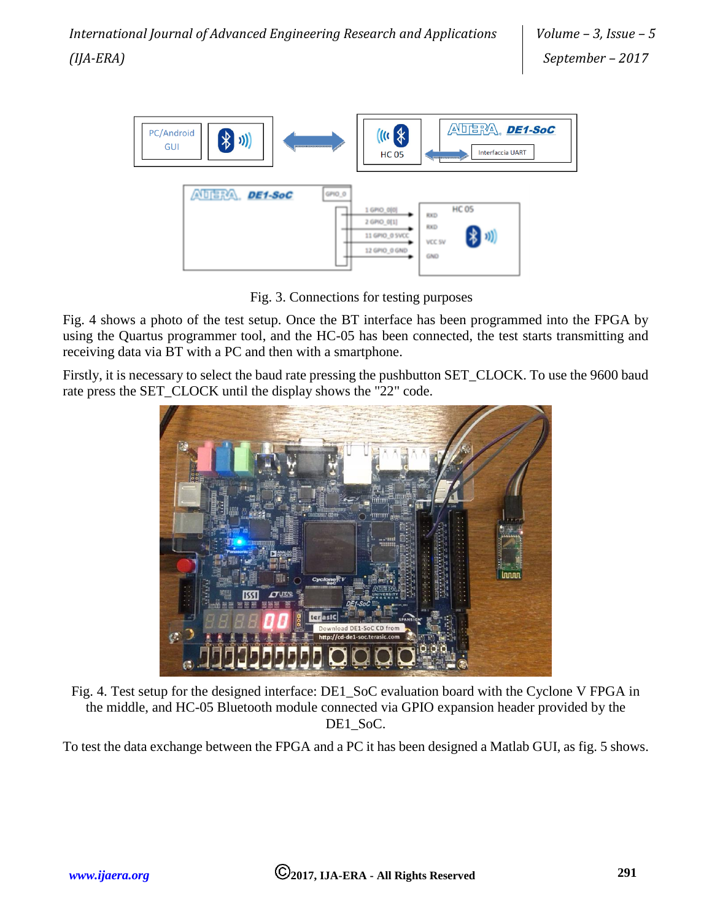Fig. 3. Connections for testing purposes

Fig. 4 shows a photo of the test setup. Once the BT interface has been programmed into the FPGA by using the Quartus programmer tool, and the HC-05 has been connected, the test starts transmitting and receiving data via BT with a PC and then with a smartphone.

Firstly, it is necessary to select the baud rate pressing the pushbutton SET_CLOCK. To use the 9600 baud rate press the SET_CLOCK until the display shows the "22" code.

Fig. 4. Test setup for the designed interface: DE1_SoC evaluation board with the Cyclone V FPGA in the middle, and HC-05 Bluetooth module connected via GPIO expansion header provided by the DE1_SoC.

To test the data exchange between the FPGA and a PC it has been designed a Matlab GUI, as fig. 5 shows.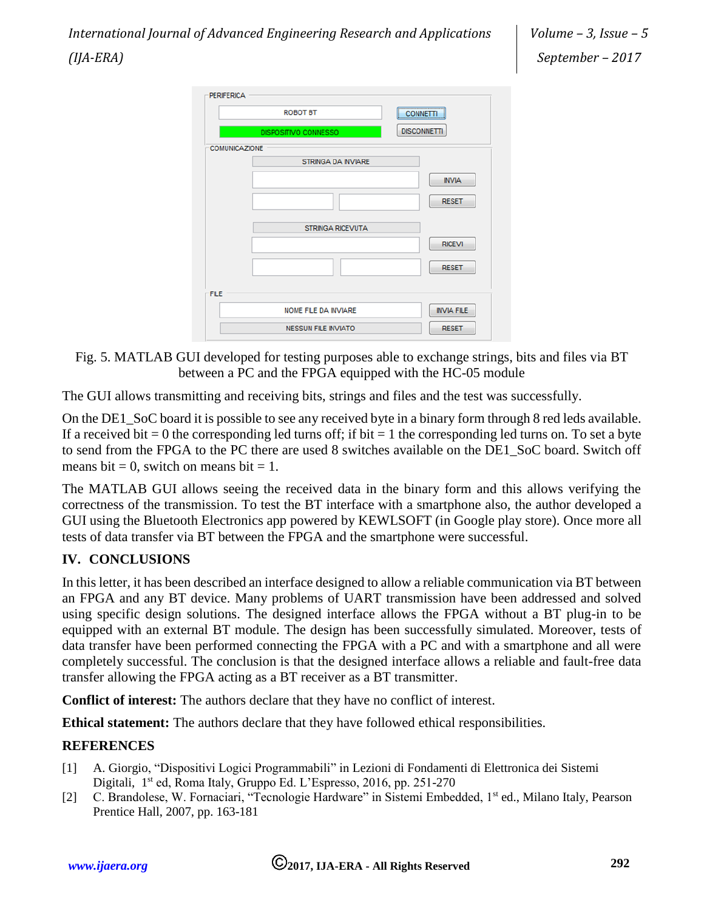Fig. 5. MATLAB GUI developed for testing purposes able to exchange strings, bits and files via BT between a PC and the FPGA equipped with the HC-05 module

The GUI allows transmitting and receiving bits, strings and files and the test was successfully.

On the DE1_SoC board it is possible to see any received byte in a binary form through 8 red leds available. If a received bit = 0 the corresponding led turns off; if bit = 1 the corresponding led turns on. To set a byte to send from the FPGA to the PC there are used 8 switches available on the DE1_SoC board. Switch off means bit = 0, switch on means bit = 1.

The MATLAB GUI allows seeing the received data in the binary form and this allows verifying the correctness of the transmission. To test the BT interface with a smartphone also, the author developed a GUI using the Bluetooth Electronics app powered by KEWLSOFT (in Google play store). Once more all tests of data transfer via BT between the FPGA and the smartphone were successful.

## IV. CONCLUSIONS

In this letter, it has been described an interface designed to allow a reliable communication via BT between an FPGA and any BT device. Many problems of UART transmission have been addressed and solved using specific design solutions. The designed interface allows the FPGA without a BT plug-in to be equipped with an external BT module. The design has been successfully simulated. Moreover, tests of data transfer have been performed connecting the FPGA with a PC and with a smartphone and all were completely successful. The conclusion is that the designed interface allows a reliable and fault-free data transfer allowing the FPGA acting as a BT receiver as a BT transmitter.

**Conflict of interest:** The authors declare that they have no conflict of interest.

**Ethical statement:** The authors declare that they have followed ethical responsibilities.

## REFERENCES

[1] A. Giorgio, “Dispositivi Logici Programmabili” in Lezioni di Fondamenti di Elettronica dei Sistemi Digitali, 1st ed, Roma Italy, Gruppo Ed. L’Espresso, 2016, pp. 251-270

[2] C. Brandolese, W. Fornaciari, “Tecnologie Hardware” in Sistemi Embedded, 1st ed., Milano Italy, Pearson Prentice Hall, 2007, pp. 163-181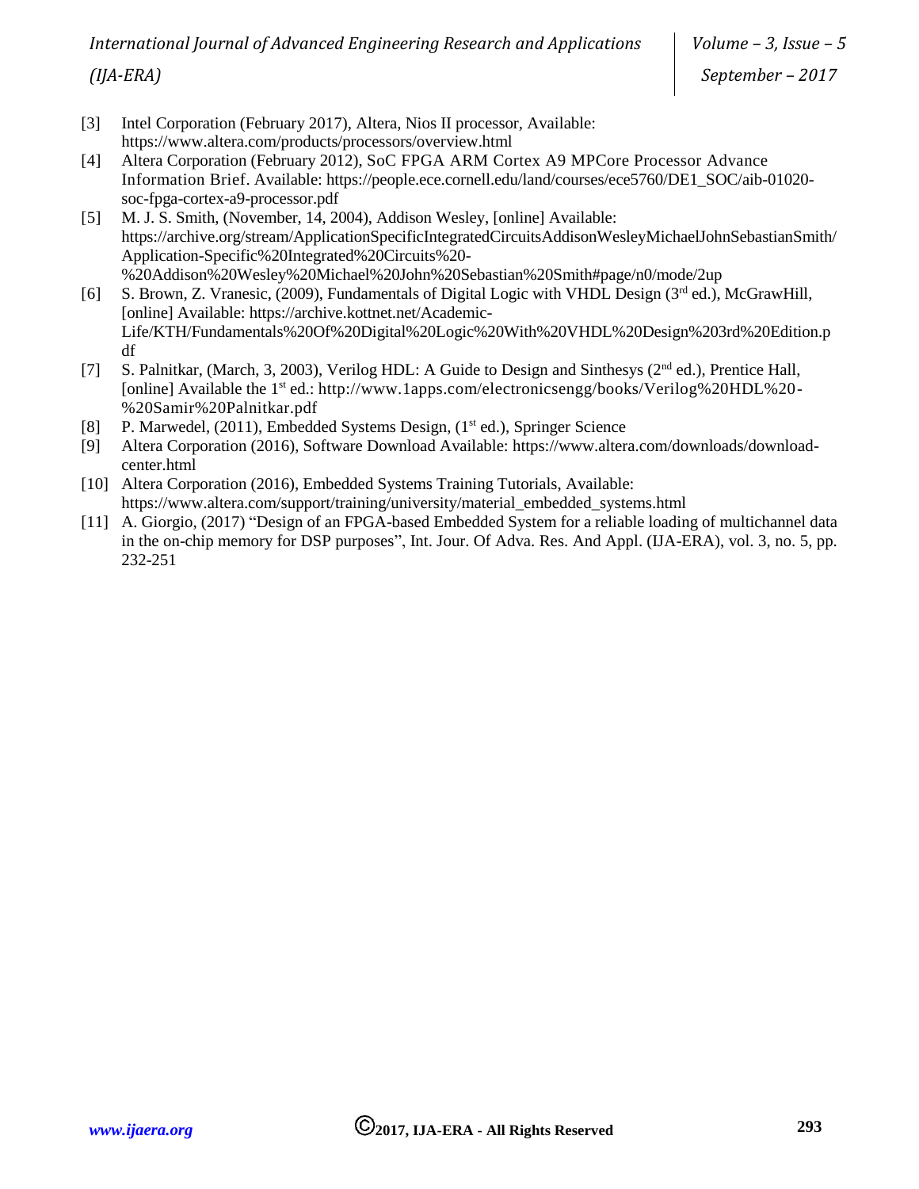[3] Intel Corporation (February 2017), Altera, Nios II processor, Available: https://www.altera.com/products/processors/overview.html

[4] Altera Corporation (February 2012), SoC FPGA ARM Cortex A9 MPCore Processor Advance Information Brief. Available: https://people.ece.cornell.edu/land/courses/ece5760/DE1_SOC/aib-01020-soc-fpga-cortex-a9-processor.pdf

[5] M. J. S. Smith, (November, 14, 2004), Addison Wesley, [online] Available: https://archive.org/stream/ApplicationSpecificIntegratedCircuitsAddisonWesleyMichaelJohnSebastianSmith/Application-Specific%20Integrated%20Circuits%20-%20Addison%20Wesley%20Michael%20John%20Sebastian%20Smith#page/n0/mode/2up

[6] S. Brown, Z. Vranesic, (2009), Fundamentals of Digital Logic with VHDL Design (3rd ed.), McGrawHill, [online] Available: https://archive.kottnet.net/Academic-Life/KTH/Fundamentals%20Of%20Digital%20Logic%20With%20VHDL%20Design%203rd%20Edition.pdf

[7] S. Palnitkar, (March, 3, 2003), Verilog HDL: A Guide to Design and Sinthesys (2nd ed.), Prentice Hall, [online] Available the 1st ed.: http://www.1apps.com/electronicsengg/books/Verilog%20HDL%20-%20Samir%20Palnitkar.pdf

[8] P. Marwedel, (2011), Embedded Systems Design, (1st ed.), Springer Science

[9] Altera Corporation (2016), Software Download Available: https://www.altera.com/downloads/download-center.html

[10] Altera Corporation (2016), Embedded Systems Training Tutorials, Available: https://www.altera.com/support/training/university/material_embedded_systems.html

[11] A. Giorgio, (2017) "Design of an FPGA-based Embedded System for a reliable loading of multichannel data in the on-chip memory for DSP purposes", Int. Jour. Of Adva. Res. And Appl. (IJA-ERA), vol. 3, no. 5, pp. 232-251